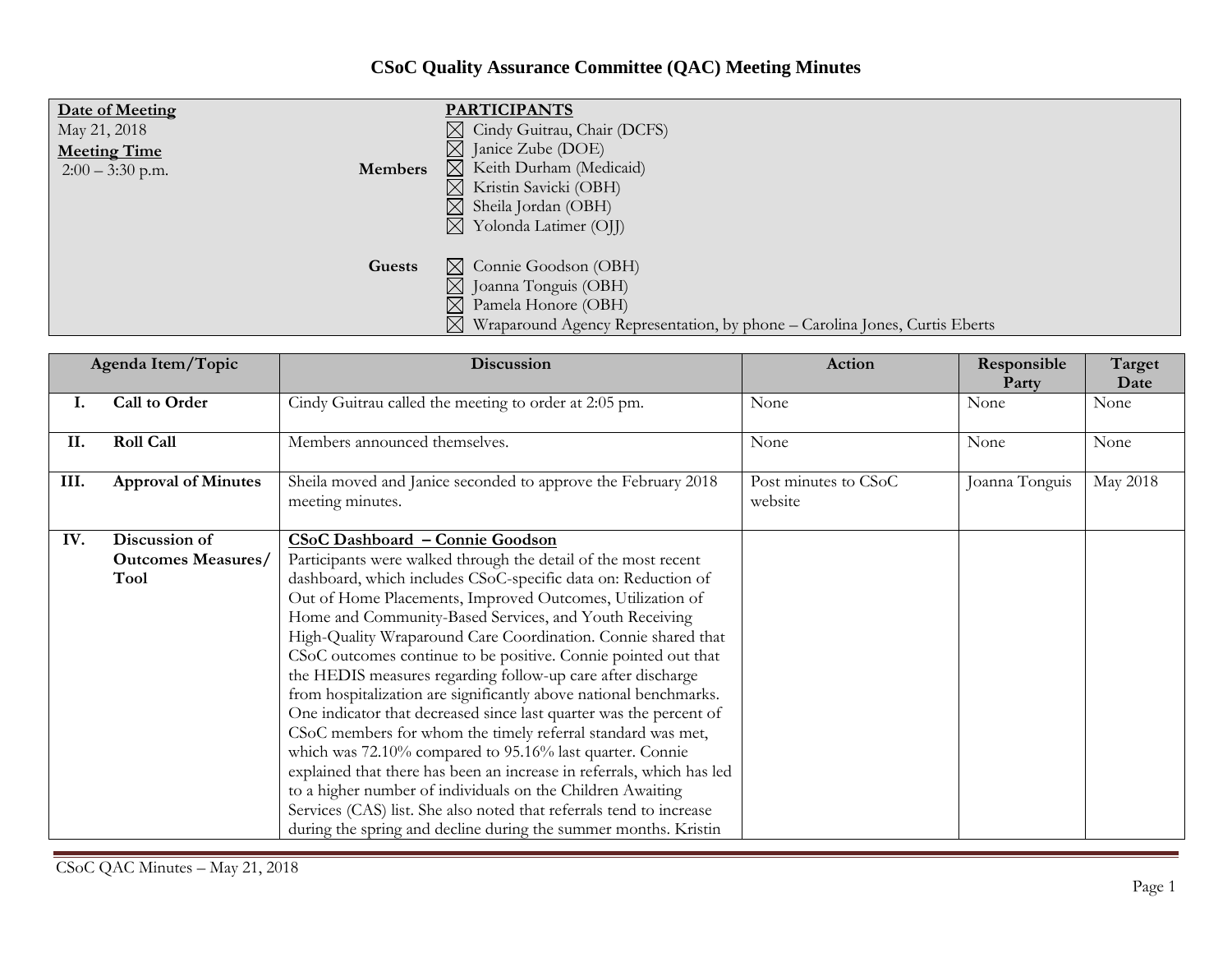# CSoC Quality Assurance Committee (QAC) Meeting Minutes

| **Date of Meeting** | | **PARTICIPANTS** |
|---|---|---|
| May 21, 2018 | **Members** | ☒ Cindy Guitrau, Chair (DCFS)<br>☒ Janice Zube (DOE)<br>☒ Keith Durham (Medicaid)<br>☒ Kristin Savicki (OBH)<br>☒ Sheila Jordan (OBH)<br>☒ Yolonda Latimer (OJJ) |
| **Meeting Time**<br>2:00 – 3:30 p.m. | **Guests** | ☒ Connie Goodson (OBH)<br>☒ Joanna Tonguis (OBH)<br>☒ Pamela Honore (OBH)<br>☒ Wraparound Agency Representation, by phone – Carolina Jones, Curtis Eberts |

| | Agenda Item/Topic | Discussion | Action | Responsible Party | Target Date |
|---|---|---|---|---|---|
| **I.** | **Call to Order** | Cindy Guitrau called the meeting to order at 2:05 pm. | None | None | None |
| **II.** | **Roll Call** | Members announced themselves. | None | None | None |
| **III.** | **Approval of Minutes** | Sheila moved and Janice seconded to approve the February 2018 meeting minutes. | Post minutes to CSoC website | Joanna Tonguis | May 2018 |
| **IV.** | **Discussion of Outcomes Measures/ Tool** | **CSoC Dashboard – Connie Goodson**<br>Participants were walked through the detail of the most recent dashboard, which includes CSoC-specific data on: Reduction of Out of Home Placements, Improved Outcomes, Utilization of Home and Community-Based Services, and Youth Receiving High-Quality Wraparound Care Coordination. Connie shared that CSoC outcomes continue to be positive. Connie pointed out that the HEDIS measures regarding follow-up care after discharge from hospitalization are significantly above national benchmarks. One indicator that decreased since last quarter was the percent of CSoC members for whom the timely referral standard was met, which was 72.10% compared to 95.16% last quarter. Connie explained that there has been an increase in referrals, which has led to a higher number of individuals on the Children Awaiting Services (CAS) list. She also noted that referrals tend to increase during the spring and decline during the summer months. Kristin | | | |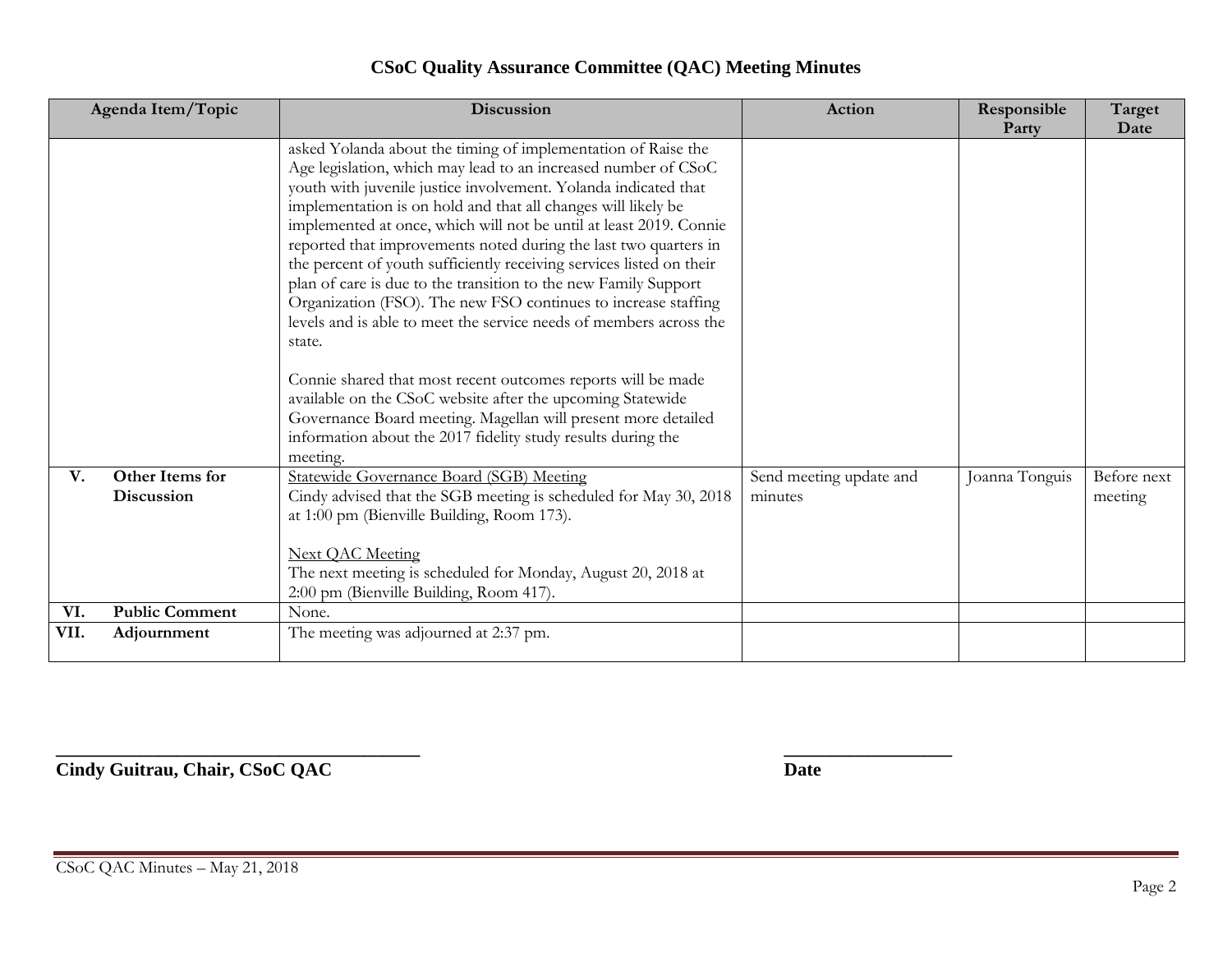# CSoC Quality Assurance Committee (QAC) Meeting Minutes

| Agenda Item/Topic | Discussion | Action | Responsible Party | Target Date |
|---|---|---|---|---|
| | asked Yolanda about the timing of implementation of Raise the Age legislation, which may lead to an increased number of CSoC youth with juvenile justice involvement. Yolanda indicated that implementation is on hold and that all changes will likely be implemented at once, which will not be until at least 2019. Connie reported that improvements noted during the last two quarters in the percent of youth sufficiently receiving services listed on their plan of care is due to the transition to the new Family Support Organization (FSO). The new FSO continues to increase staffing levels and is able to meet the service needs of members across the state.<br><br>Connie shared that most recent outcomes reports will be made available on the CSoC website after the upcoming Statewide Governance Board meeting. Magellan will present more detailed information about the 2017 fidelity study results during the meeting. | | | |
| **V. Other Items for Discussion** | <u>Statewide Governance Board (SGB) Meeting</u><br>Cindy advised that the SGB meeting is scheduled for May 30, 2018 at 1:00 pm (Bienville Building, Room 173).<br><br><u>Next QAC Meeting</u><br>The next meeting is scheduled for Monday, August 20, 2018 at 2:00 pm (Bienville Building, Room 417). | Send meeting update and minutes | Joanna Tonguis | Before next meeting |
| **VI. Public Comment** | None. | | | |
| **VII. Adjournment** | The meeting was adjourned at 2:37 pm. | | | |

______________________________________ ________________

**Cindy Guitrau, Chair, CSoC QAC** **Date**